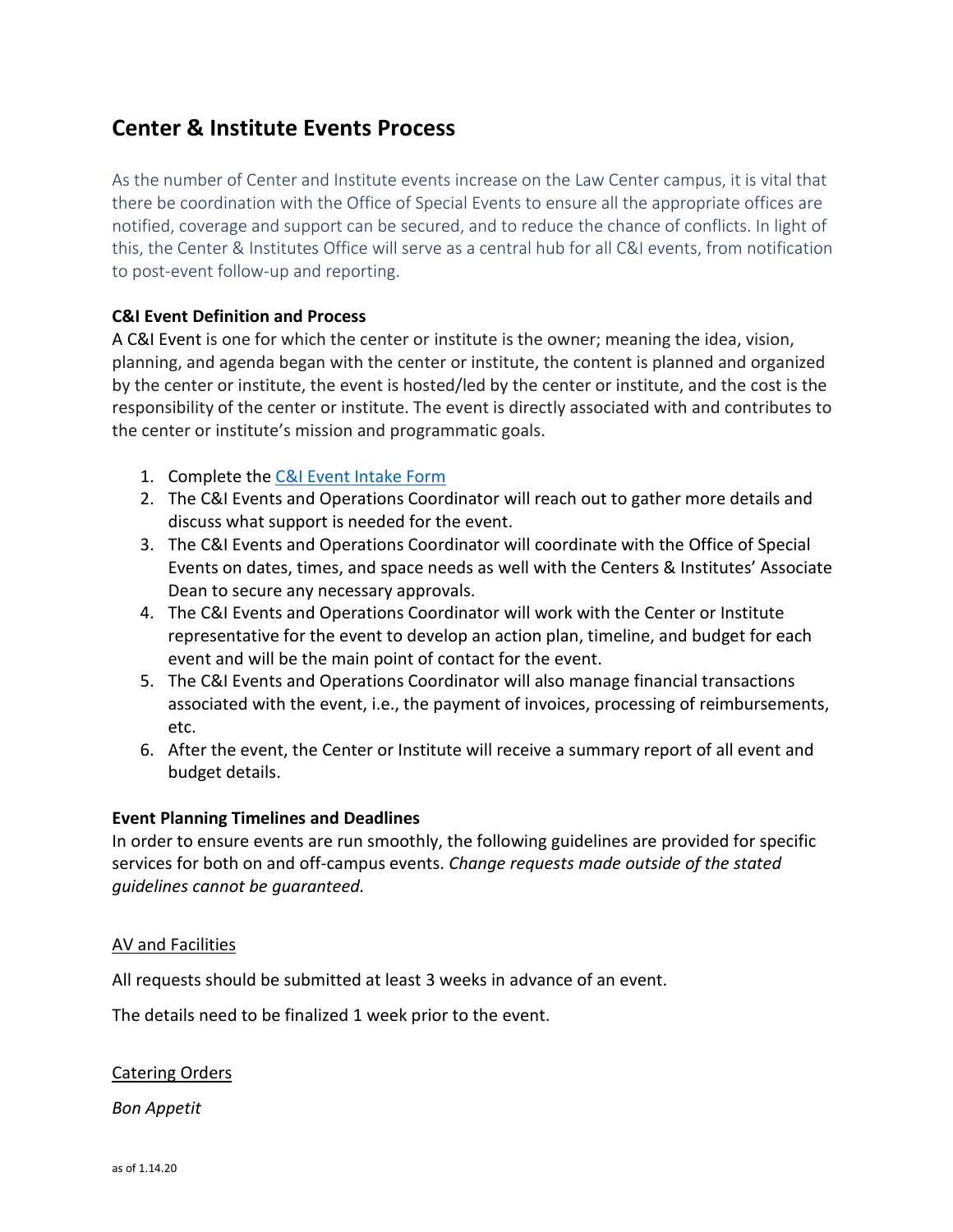# Center & Institute Events Process

As the number of Center and Institute events increase on the Law Center campus, it is vital that there be coordination with the Office of Special Events to ensure all the appropriate offices are notified, coverage and support can be secured, and to reduce the chance of conflicts. In light of this, the Center & Institutes Office will serve as a central hub for all C&I events, from notification to post-event follow-up and reporting.

**C&I Event Definition and Process**

A C&I Event is one for which the center or institute is the owner; meaning the idea, vision, planning, and agenda began with the center or institute, the content is planned and organized by the center or institute, the event is hosted/led by the center or institute, and the cost is the responsibility of the center or institute. The event is directly associated with and contributes to the center or institute's mission and programmatic goals.

1. Complete the C&I Event Intake Form
2. The C&I Events and Operations Coordinator will reach out to gather more details and discuss what support is needed for the event.
3. The C&I Events and Operations Coordinator will coordinate with the Office of Special Events on dates, times, and space needs as well with the Centers & Institutes' Associate Dean to secure any necessary approvals.
4. The C&I Events and Operations Coordinator will work with the Center or Institute representative for the event to develop an action plan, timeline, and budget for each event and will be the main point of contact for the event.
5. The C&I Events and Operations Coordinator will also manage financial transactions associated with the event, i.e., the payment of invoices, processing of reimbursements, etc.
6. After the event, the Center or Institute will receive a summary report of all event and budget details.

**Event Planning Timelines and Deadlines**

In order to ensure events are run smoothly, the following guidelines are provided for specific services for both on and off-campus events. *Change requests made outside of the stated guidelines cannot be guaranteed.*

<u>AV and Facilities</u>

All requests should be submitted at least 3 weeks in advance of an event.

The details need to be finalized 1 week prior to the event.

<u>Catering Orders</u>

*Bon Appetit*

as of 1.14.20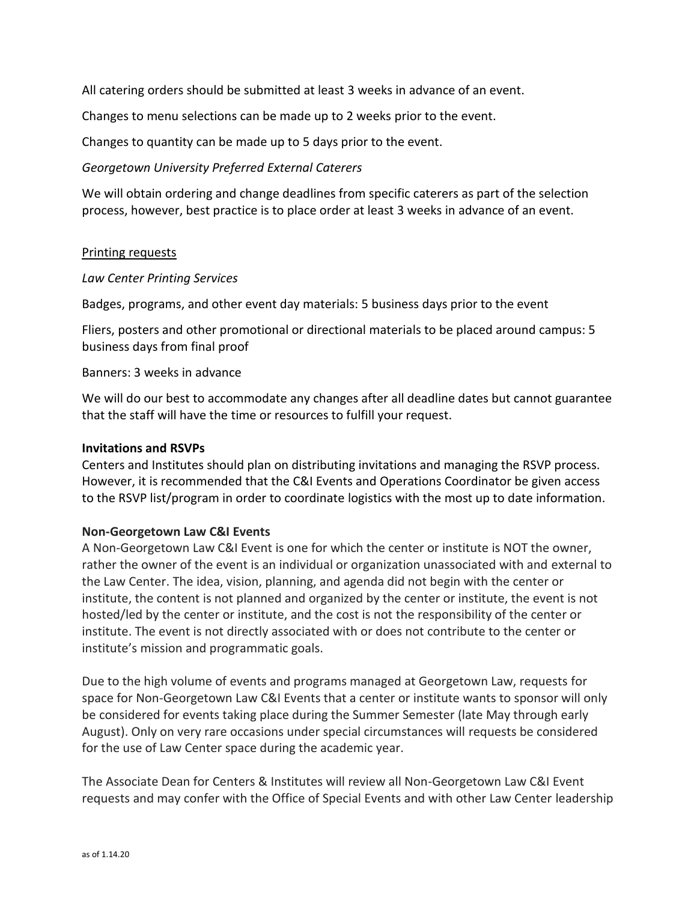All catering orders should be submitted at least 3 weeks in advance of an event.

Changes to menu selections can be made up to 2 weeks prior to the event.

Changes to quantity can be made up to 5 days prior to the event.

*Georgetown University Preferred External Caterers*

We will obtain ordering and change deadlines from specific caterers as part of the selection process, however, best practice is to place order at least 3 weeks in advance of an event.

<u>Printing requests</u>

*Law Center Printing Services*

Badges, programs, and other event day materials: 5 business days prior to the event

Fliers, posters and other promotional or directional materials to be placed around campus: 5 business days from final proof

Banners: 3 weeks in advance

We will do our best to accommodate any changes after all deadline dates but cannot guarantee that the staff will have the time or resources to fulfill your request.

**Invitations and RSVPs**

Centers and Institutes should plan on distributing invitations and managing the RSVP process. However, it is recommended that the C&I Events and Operations Coordinator be given access to the RSVP list/program in order to coordinate logistics with the most up to date information.

**Non-Georgetown Law C&I Events**

A Non-Georgetown Law C&I Event is one for which the center or institute is NOT the owner, rather the owner of the event is an individual or organization unassociated with and external to the Law Center. The idea, vision, planning, and agenda did not begin with the center or institute, the content is not planned and organized by the center or institute, the event is not hosted/led by the center or institute, and the cost is not the responsibility of the center or institute. The event is not directly associated with or does not contribute to the center or institute's mission and programmatic goals.

Due to the high volume of events and programs managed at Georgetown Law, requests for space for Non-Georgetown Law C&I Events that a center or institute wants to sponsor will only be considered for events taking place during the Summer Semester (late May through early August). Only on very rare occasions under special circumstances will requests be considered for the use of Law Center space during the academic year.

The Associate Dean for Centers & Institutes will review all Non-Georgetown Law C&I Event requests and may confer with the Office of Special Events and with other Law Center leadership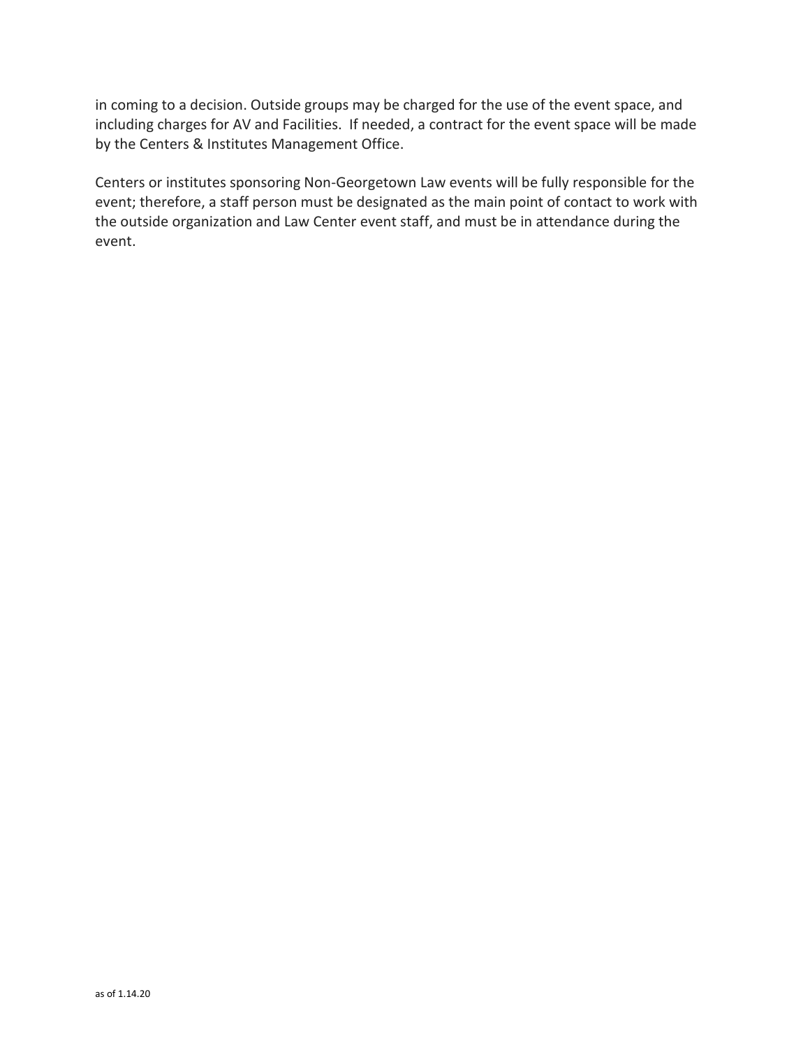in coming to a decision. Outside groups may be charged for the use of the event space, and including charges for AV and Facilities. If needed, a contract for the event space will be made by the Centers & Institutes Management Office.

Centers or institutes sponsoring Non-Georgetown Law events will be fully responsible for the event; therefore, a staff person must be designated as the main point of contact to work with the outside organization and Law Center event staff, and must be in attendance during the event.

as of 1.14.20